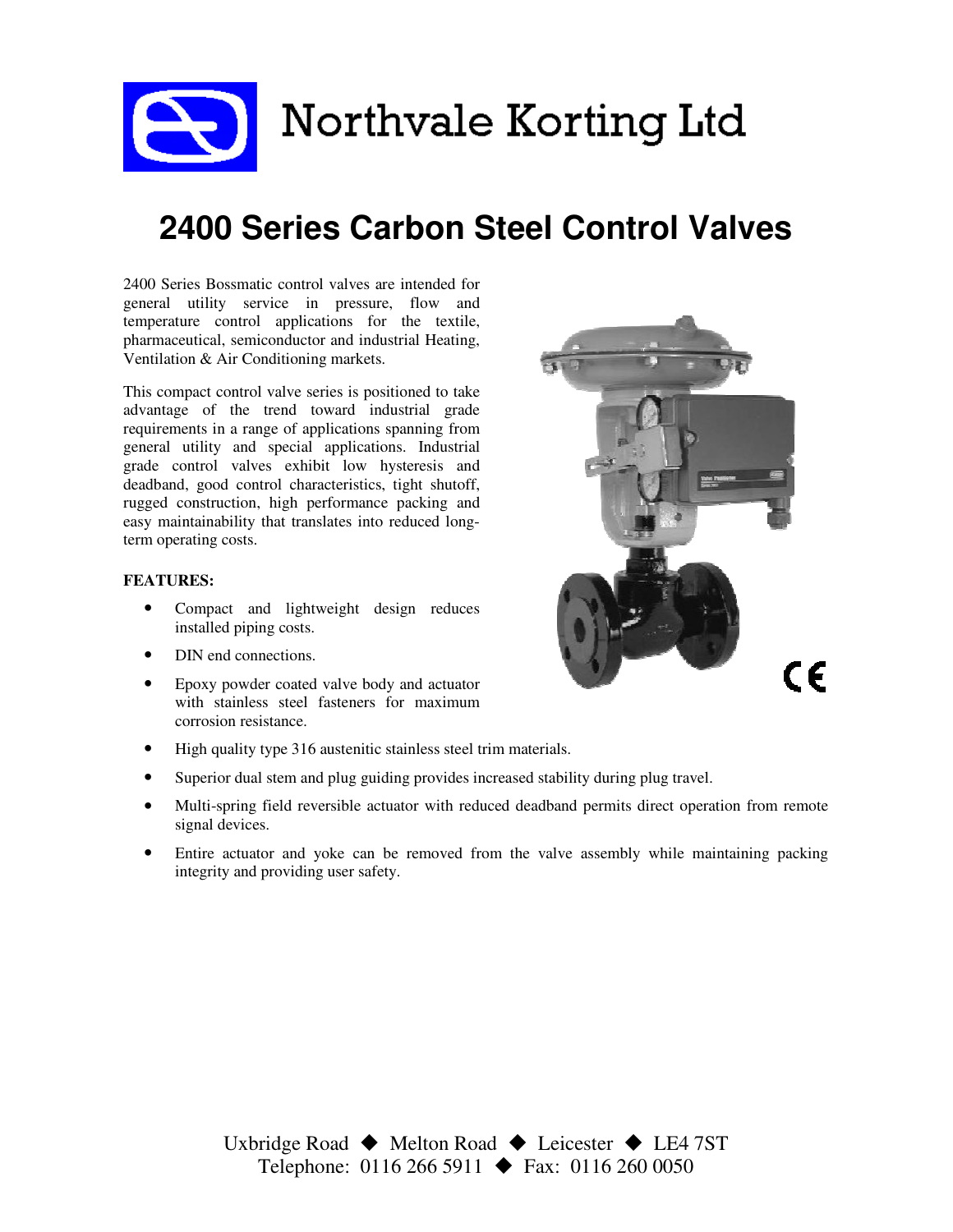# Northvale Korting Ltd

## 2400 Series Carbon Steel Control Valves

2400 Series Bossmatic control valves are intended for general utility service in pressure, flow and temperature control applications for the textile, pharmaceutical, semiconductor and industrial Heating, Ventilation & Air Conditioning markets.

This compact control valve series is positioned to take advantage of the trend toward industrial grade requirements in a range of applications spanning from general utility and special applications. Industrial grade control valves exhibit low hysteresis and deadband, good control characteristics, tight shutoff, rugged construction, high performance packing and easy maintainability that translates into reduced long-term operating costs.

**FEATURES:**

- Compact and lightweight design reduces installed piping costs.
- DIN end connections.
- Epoxy powder coated valve body and actuator with stainless steel fasteners for maximum corrosion resistance.
- High quality type 316 austenitic stainless steel trim materials.
- Superior dual stem and plug guiding provides increased stability during plug travel.
- Multi-spring field reversible actuator with reduced deadband permits direct operation from remote signal devices.
- Entire actuator and yoke can be removed from the valve assembly while maintaining packing integrity and providing user safety.

Uxbridge Road ◆ Melton Road ◆ Leicester ◆ LE4 7ST
Telephone: 0116 266 5911 ◆ Fax: 0116 260 0050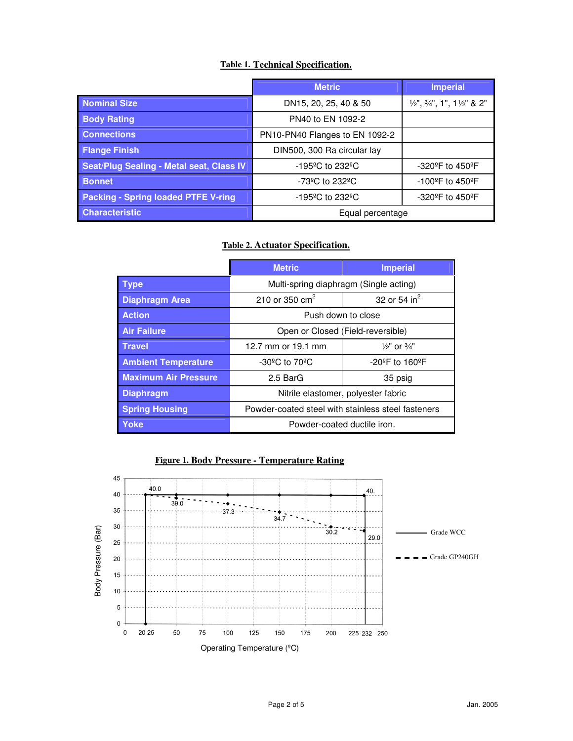**Table 1. Technical Specification.**

| | Metric | Imperial |
|---|---|---|
| **Nominal Size** | DN15, 20, 25, 40 & 50 | ½", ¾", 1", 1½" & 2" |
| **Body Rating** | PN40 to EN 1092-2 | |
| **Connections** | PN10-PN40 Flanges to EN 1092-2 | |
| **Flange Finish** | DIN500, 300 Ra circular lay | |
| **Seat/Plug Sealing - Metal seat, Class IV** | -195ºC to 232ºC | -320ºF to 450ºF |
| **Bonnet** | -73ºC to 232ºC | -100ºF to 450ºF |
| **Packing - Spring loaded PTFE V-ring** | -195ºC to 232ºC | -320ºF to 450ºF |
| **Characteristic** | Equal percentage | |

**Table 2. Actuator Specification.**

| | Metric | Imperial |
|---|---|---|
| **Type** | Multi-spring diaphragm (Single acting) | |
| **Diaphragm Area** | 210 or 350 $cm^2$ | 32 or 54 $in^2$ |
| **Action** | Push down to close | |
| **Air Failure** | Open or Closed (Field-reversible) | |
| **Travel** | 12.7 mm or 19.1 mm | ½" or ¾" |
| **Ambient Temperature** | -30ºC to 70ºC | -20ºF to 160ºF |
| **Maximum Air Pressure** | 2.5 BarG | 35 psig |
| **Diaphragm** | Nitrile elastomer, polyester fabric | |
| **Spring Housing** | Powder-coated steel with stainless steel fasteners | |
| **Yoke** | Powder-coated ductile iron. | |

**Figure 1. Body Pressure - Temperature Rating**

| Operating Temperature (ºC) | Grade WCC Body Pressure (Bar) | Grade GP240GH Body Pressure (Bar) |
|---|---|---|
| 20 | 40.0 | 40.0 |
| 50 | 40.0 | 39.0 |
| 100 | 40.0 | 37.3 |
| 150 | 40.0 | 34.7 |
| 200 | 40.0 | 30.2 |
| 232 | 40 | 29.0 |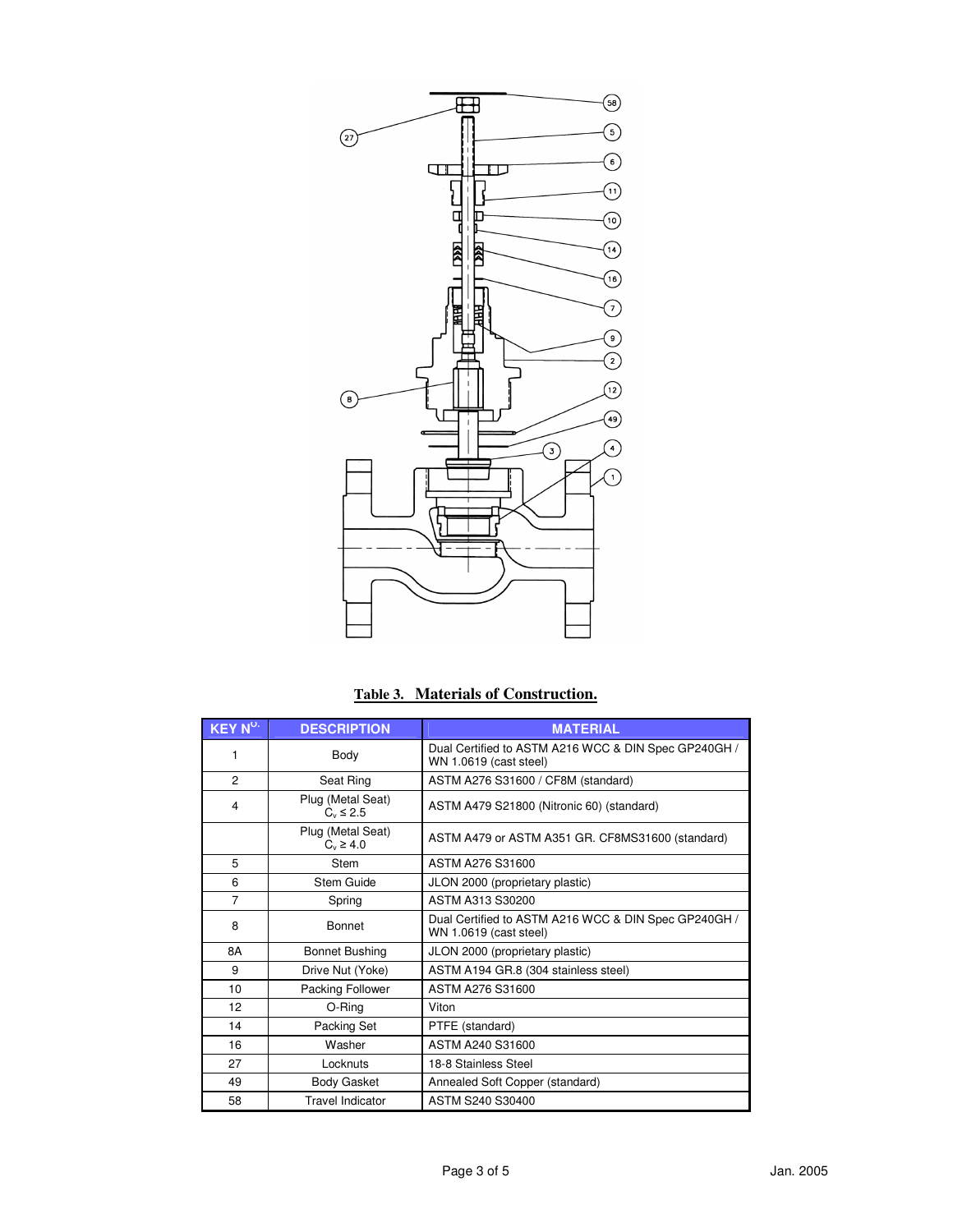**Table 3. Materials of Construction.**

| KEY N$^{O.}$ | DESCRIPTION | MATERIAL |
| --- | --- | --- |
| 1 | Body | Dual Certified to ASTM A216 WCC & DIN Spec GP240GH / WN 1.0619 (cast steel) |
| 2 | Seat Ring | ASTM A276 S31600 / CF8M (standard) |
| 4 | Plug (Metal Seat) $C_v \leq 2.5$ | ASTM A479 S21800 (Nitronic 60) (standard) |
| | Plug (Metal Seat) $C_v \geq 4.0$ | ASTM A479 or ASTM A351 GR. CF8MS31600 (standard) |
| 5 | Stem | ASTM A276 S31600 |
| 6 | Stem Guide | JLON 2000 (proprietary plastic) |
| 7 | Spring | ASTM A313 S30200 |
| 8 | Bonnet | Dual Certified to ASTM A216 WCC & DIN Spec GP240GH / WN 1.0619 (cast steel) |
| 8A | Bonnet Bushing | JLON 2000 (proprietary plastic) |
| 9 | Drive Nut (Yoke) | ASTM A194 GR.8 (304 stainless steel) |
| 10 | Packing Follower | ASTM A276 S31600 |
| 12 | O-Ring | Viton |
| 14 | Packing Set | PTFE (standard) |
| 16 | Washer | ASTM A240 S31600 |
| 27 | Locknuts | 18-8 Stainless Steel |
| 49 | Body Gasket | Annealed Soft Copper (standard) |
| 58 | Travel Indicator | ASTM S240 S30400 |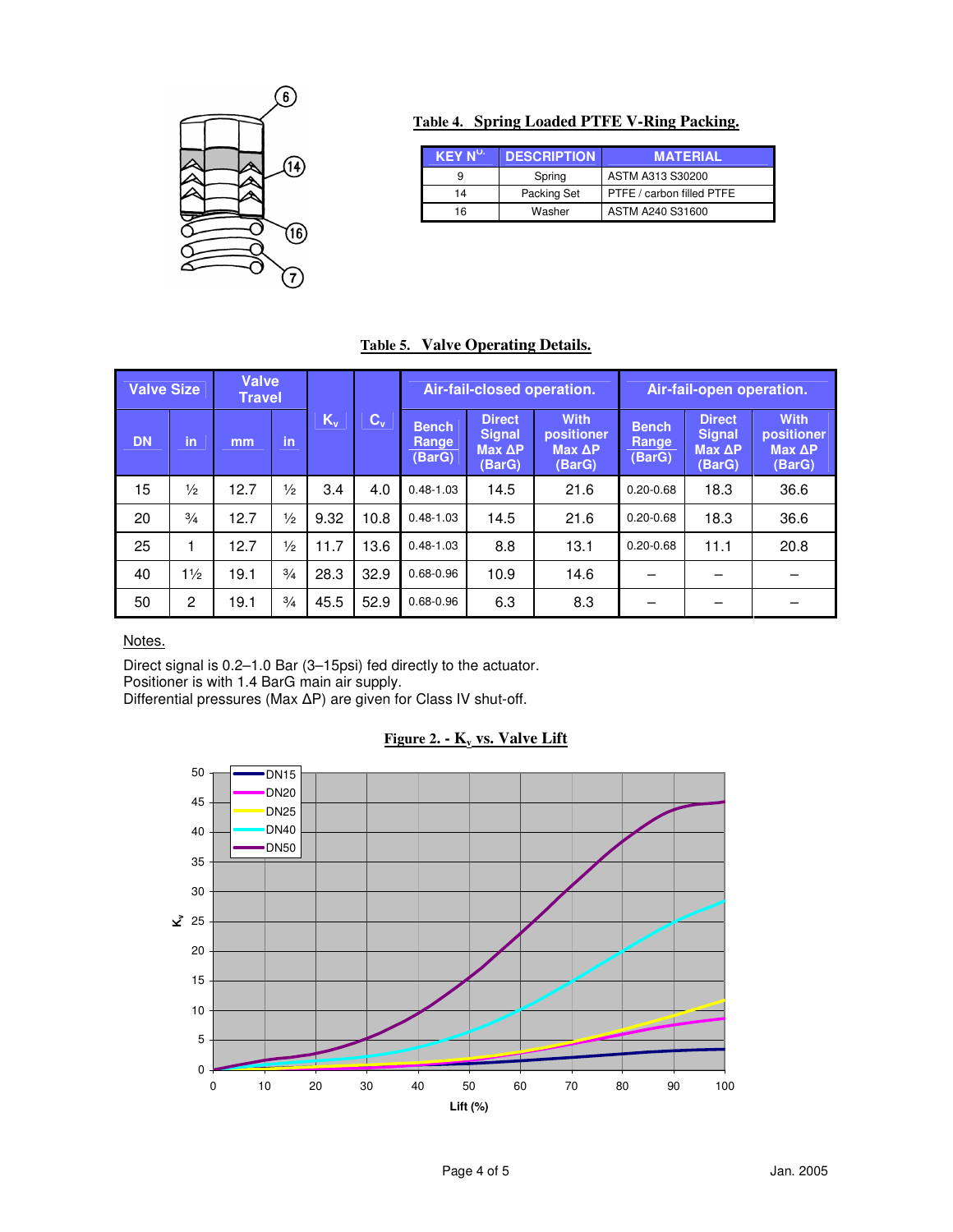**Table 4. Spring Loaded PTFE V-Ring Packing.**

| KEY N$^{O.}$ | DESCRIPTION | MATERIAL |
|---|---|---|
| 9 | Spring | ASTM A313 S30200 |
| 14 | Packing Set | PTFE / carbon filled PTFE |
| 16 | Washer | ASTM A240 S31600 |

**Table 5. Valve Operating Details.**

| Valve Size | | Valve Travel | | $K_v$ | $C_v$ | Air-fail-closed operation. | | | Air-fail-open operation. | | |
|---|---|---|---|---|---|---|---|---|---|---|---|
| DN | in | mm | in | | | Bench Range (BarG) | Direct Signal Max ΔP (BarG) | With positioner Max ΔP (BarG) | Bench Range (BarG) | Direct Signal Max ΔP (BarG) | With positioner Max ΔP (BarG) |
| 15 | ½ | 12.7 | ½ | 3.4 | 4.0 | 0.48-1.03 | 14.5 | 21.6 | 0.20-0.68 | 18.3 | 36.6 |
| 20 | ¾ | 12.7 | ½ | 9.32 | 10.8 | 0.48-1.03 | 14.5 | 21.6 | 0.20-0.68 | 18.3 | 36.6 |
| 25 | 1 | 12.7 | ½ | 11.7 | 13.6 | 0.48-1.03 | 8.8 | 13.1 | 0.20-0.68 | 11.1 | 20.8 |
| 40 | 1½ | 19.1 | ¾ | 28.3 | 32.9 | 0.68-0.96 | 10.9 | 14.6 | – | – | – |
| 50 | 2 | 19.1 | ¾ | 45.5 | 52.9 | 0.68-0.96 | 6.3 | 8.3 | – | – | – |

Notes.

Direct signal is 0.2–1.0 Bar (3–15psi) fed directly to the actuator.
Positioner is with 1.4 BarG main air supply.
Differential pressures (Max ΔP) are given for Class IV shut-off.

**Figure 2. - $K_v$ vs. Valve Lift**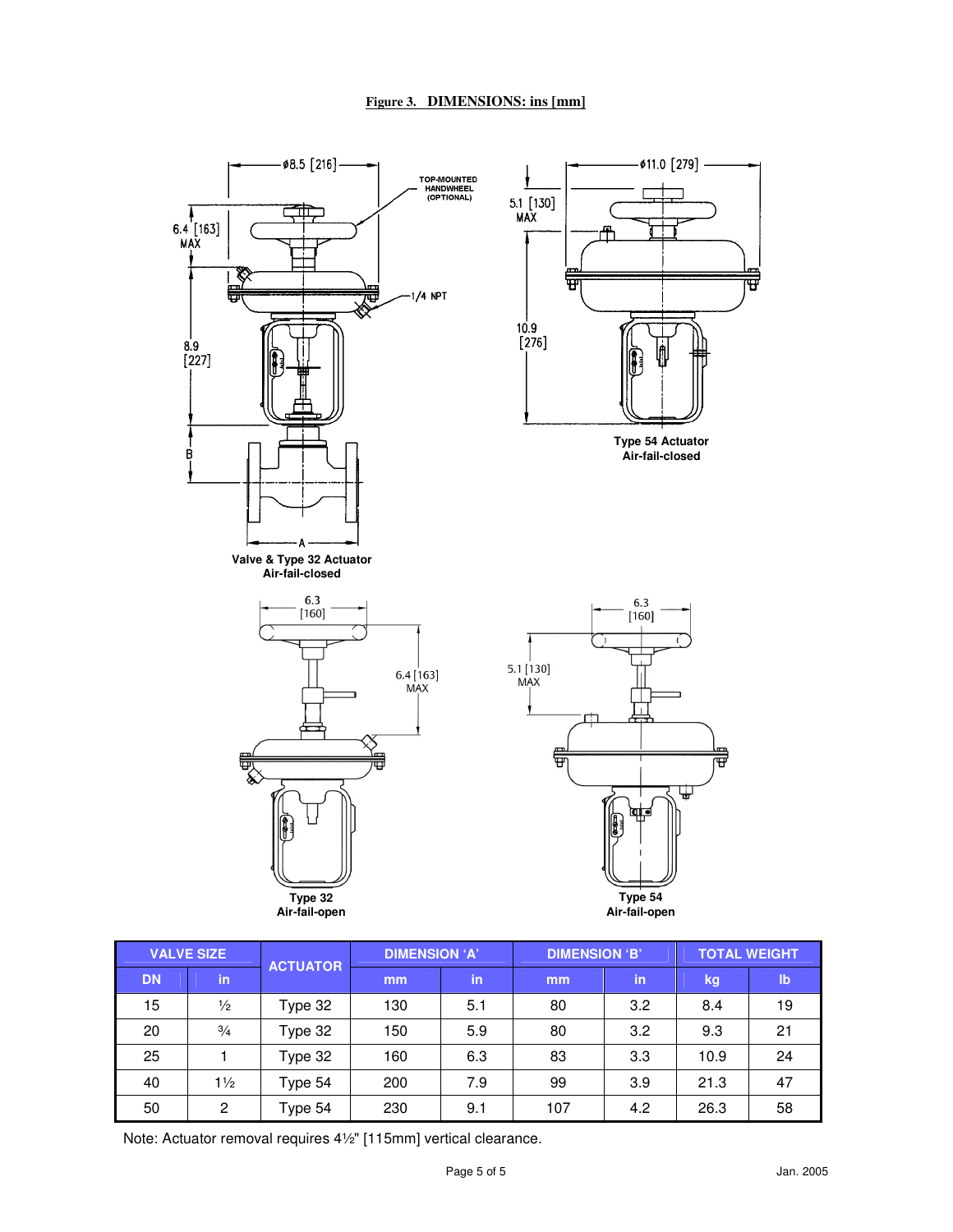**Figure 3. DIMENSIONS: ins [mm]**

ø8.5 [216]

TOP-MOUNTED HANDWHEEL (OPTIONAL)

6.4 [163] MAX

1/4 NPT

8.9 [227]

B

A

Valve & Type 32 Actuator
Air-fail-closed

ø11.0 [279]

5.1 [130] MAX

10.9 [276]

Type 54 Actuator
Air-fail-closed

6.3 [160]

6.4 [163] MAX

Type 32
Air-fail-open

6.3 [160]

5.1 [130] MAX

Type 54
Air-fail-open

| VALVE SIZE | | ACTUATOR | DIMENSION 'A' | | DIMENSION 'B' | | TOTAL WEIGHT | |
|---|---|---|---|---|---|---|---|---|
| DN | in | | mm | in | mm | in | kg | lb |
| 15 | ½ | Type 32 | 130 | 5.1 | 80 | 3.2 | 8.4 | 19 |
| 20 | ¾ | Type 32 | 150 | 5.9 | 80 | 3.2 | 9.3 | 21 |
| 25 | 1 | Type 32 | 160 | 6.3 | 83 | 3.3 | 10.9 | 24 |
| 40 | 1½ | Type 54 | 200 | 7.9 | 99 | 3.9 | 21.3 | 47 |
| 50 | 2 | Type 54 | 230 | 9.1 | 107 | 4.2 | 26.3 | 58 |

Note: Actuator removal requires 4½" [115mm] vertical clearance.

Jan. 2005